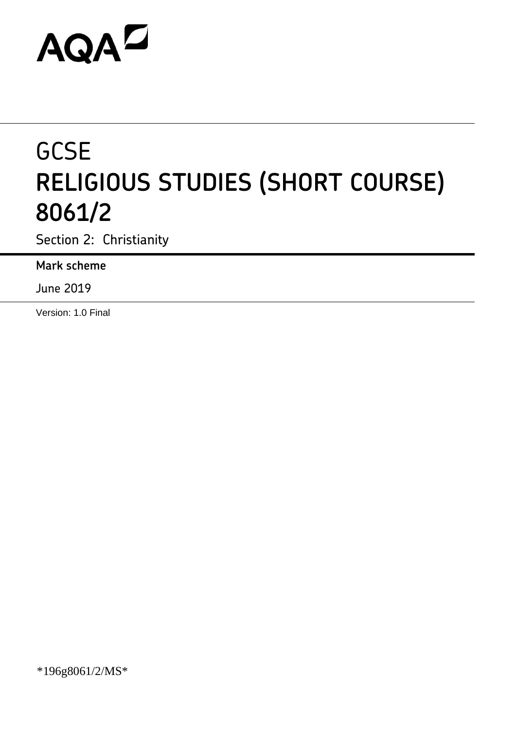AQA

# GCSE

# RELIGIOUS STUDIES (SHORT COURSE) 8061/2

Section 2: Christianity

**Mark scheme**

June 2019

Version: 1.0 Final

*196g8061/2/MS*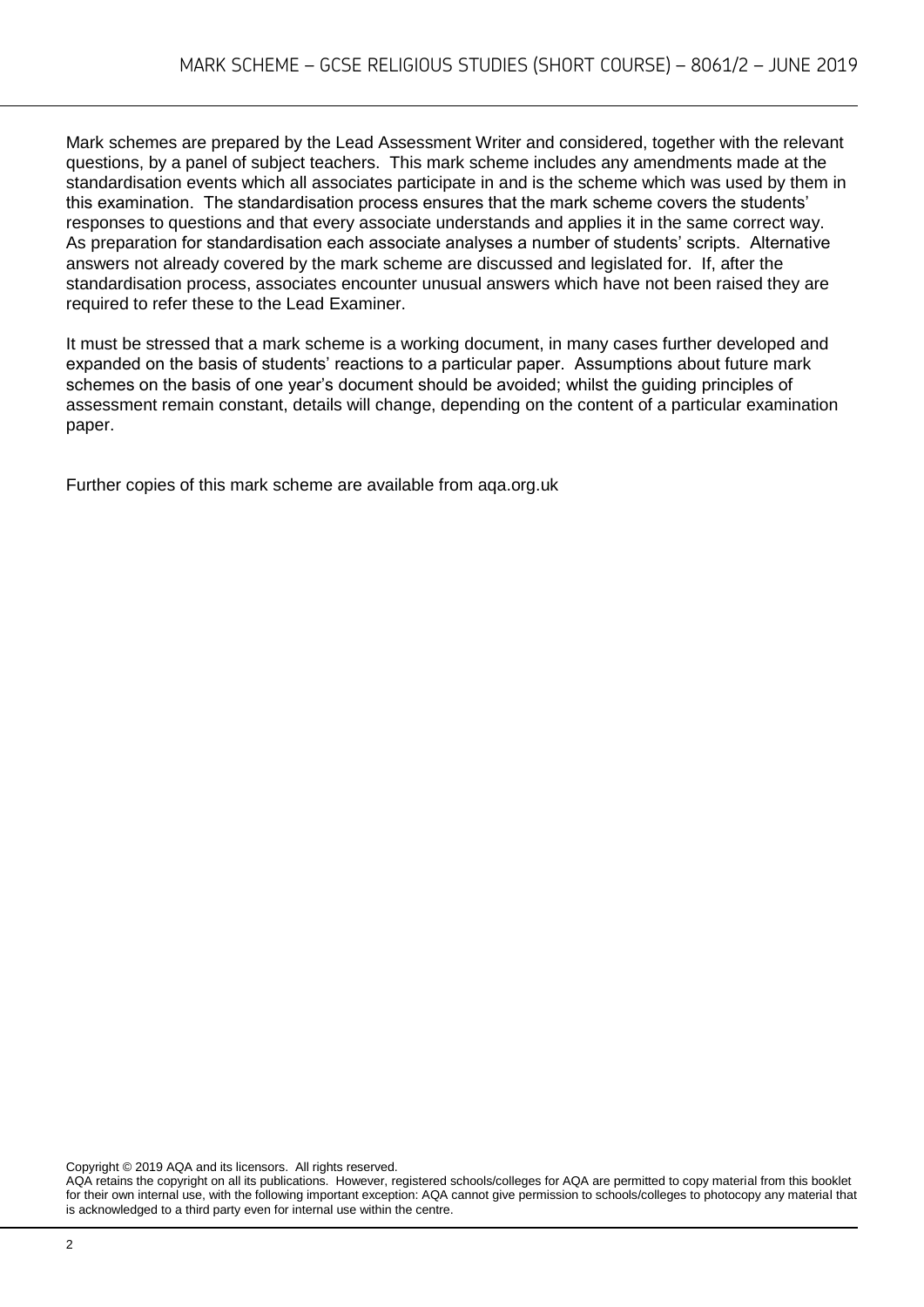Mark schemes are prepared by the Lead Assessment Writer and considered, together with the relevant questions, by a panel of subject teachers. This mark scheme includes any amendments made at the standardisation events which all associates participate in and is the scheme which was used by them in this examination. The standardisation process ensures that the mark scheme covers the students' responses to questions and that every associate understands and applies it in the same correct way. As preparation for standardisation each associate analyses a number of students' scripts. Alternative answers not already covered by the mark scheme are discussed and legislated for. If, after the standardisation process, associates encounter unusual answers which have not been raised they are required to refer these to the Lead Examiner.

It must be stressed that a mark scheme is a working document, in many cases further developed and expanded on the basis of students' reactions to a particular paper. Assumptions about future mark schemes on the basis of one year's document should be avoided; whilst the guiding principles of assessment remain constant, details will change, depending on the content of a particular examination paper.

Further copies of this mark scheme are available from aqa.org.uk

Copyright © 2019 AQA and its licensors. All rights reserved.
AQA retains the copyright on all its publications. However, registered schools/colleges for AQA are permitted to copy material from this booklet for their own internal use, with the following important exception: AQA cannot give permission to schools/colleges to photocopy any material that is acknowledged to a third party even for internal use within the centre.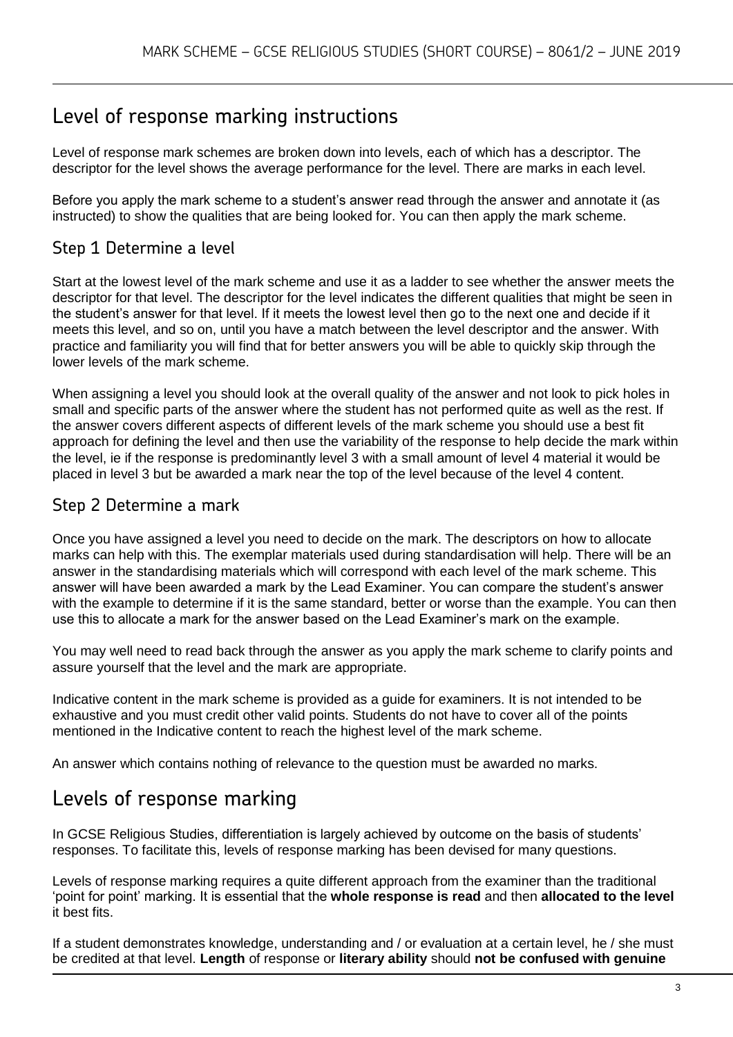# Level of response marking instructions

Level of response mark schemes are broken down into levels, each of which has a descriptor. The descriptor for the level shows the average performance for the level. There are marks in each level.

Before you apply the mark scheme to a student's answer read through the answer and annotate it (as instructed) to show the qualities that are being looked for. You can then apply the mark scheme.

## Step 1 Determine a level

Start at the lowest level of the mark scheme and use it as a ladder to see whether the answer meets the descriptor for that level. The descriptor for the level indicates the different qualities that might be seen in the student's answer for that level. If it meets the lowest level then go to the next one and decide if it meets this level, and so on, until you have a match between the level descriptor and the answer. With practice and familiarity you will find that for better answers you will be able to quickly skip through the lower levels of the mark scheme.

When assigning a level you should look at the overall quality of the answer and not look to pick holes in small and specific parts of the answer where the student has not performed quite as well as the rest. If the answer covers different aspects of different levels of the mark scheme you should use a best fit approach for defining the level and then use the variability of the response to help decide the mark within the level, ie if the response is predominantly level 3 with a small amount of level 4 material it would be placed in level 3 but be awarded a mark near the top of the level because of the level 4 content.

## Step 2 Determine a mark

Once you have assigned a level you need to decide on the mark. The descriptors on how to allocate marks can help with this. The exemplar materials used during standardisation will help. There will be an answer in the standardising materials which will correspond with each level of the mark scheme. This answer will have been awarded a mark by the Lead Examiner. You can compare the student's answer with the example to determine if it is the same standard, better or worse than the example. You can then use this to allocate a mark for the answer based on the Lead Examiner's mark on the example.

You may well need to read back through the answer as you apply the mark scheme to clarify points and assure yourself that the level and the mark are appropriate.

Indicative content in the mark scheme is provided as a guide for examiners. It is not intended to be exhaustive and you must credit other valid points. Students do not have to cover all of the points mentioned in the Indicative content to reach the highest level of the mark scheme.

An answer which contains nothing of relevance to the question must be awarded no marks.

# Levels of response marking

In GCSE Religious Studies, differentiation is largely achieved by outcome on the basis of students' responses. To facilitate this, levels of response marking has been devised for many questions.

Levels of response marking requires a quite different approach from the examiner than the traditional 'point for point' marking. It is essential that the **whole response is read** and then **allocated to the level** it best fits.

If a student demonstrates knowledge, understanding and / or evaluation at a certain level, he / she must be credited at that level. **Length** of response or **literary ability** should **not be confused with genuine**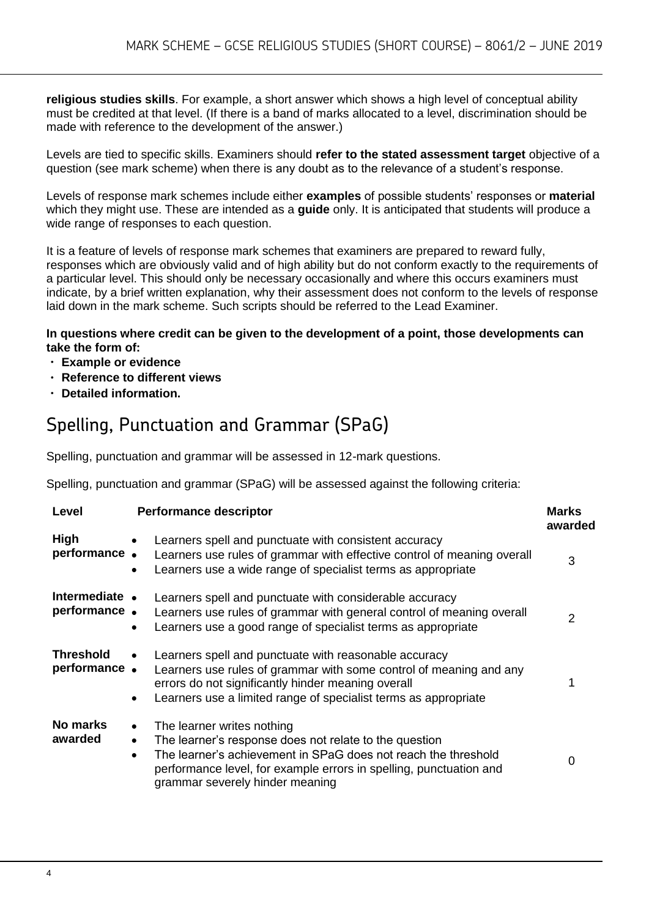**religious studies skills**. For example, a short answer which shows a high level of conceptual ability must be credited at that level. (If there is a band of marks allocated to a level, discrimination should be made with reference to the development of the answer.)

Levels are tied to specific skills. Examiners should **refer to the stated assessment target** objective of a question (see mark scheme) when there is any doubt as to the relevance of a student's response.

Levels of response mark schemes include either **examples** of possible students' responses or **material** which they might use. These are intended as a **guide** only. It is anticipated that students will produce a wide range of responses to each question.

It is a feature of levels of response mark schemes that examiners are prepared to reward fully, responses which are obviously valid and of high ability but do not conform exactly to the requirements of a particular level. This should only be necessary occasionally and where this occurs examiners must indicate, by a brief written explanation, why their assessment does not conform to the levels of response laid down in the mark scheme. Such scripts should be referred to the Lead Examiner.

**In questions where credit can be given to the development of a point, those developments can take the form of:**

- **Example or evidence**
- **Reference to different views**
- **Detailed information.**

## Spelling, Punctuation and Grammar (SPaG)

Spelling, punctuation and grammar will be assessed in 12-mark questions.

Spelling, punctuation and grammar (SPaG) will be assessed against the following criteria:

| Level | Performance descriptor | Marks awarded |
|---|---|---|
| **High performance** | • Learners spell and punctuate with consistent accuracy<br>• Learners use rules of grammar with effective control of meaning overall<br>• Learners use a wide range of specialist terms as appropriate | 3 |
| **Intermediate performance** | • Learners spell and punctuate with considerable accuracy<br>• Learners use rules of grammar with general control of meaning overall<br>• Learners use a good range of specialist terms as appropriate | 2 |
| **Threshold performance** | • Learners spell and punctuate with reasonable accuracy<br>• Learners use rules of grammar with some control of meaning and any errors do not significantly hinder meaning overall<br>• Learners use a limited range of specialist terms as appropriate | 1 |
| **No marks awarded** | • The learner writes nothing<br>• The learner's response does not relate to the question<br>• The learner's achievement in SPaG does not reach the threshold performance level, for example errors in spelling, punctuation and grammar severely hinder meaning | 0 |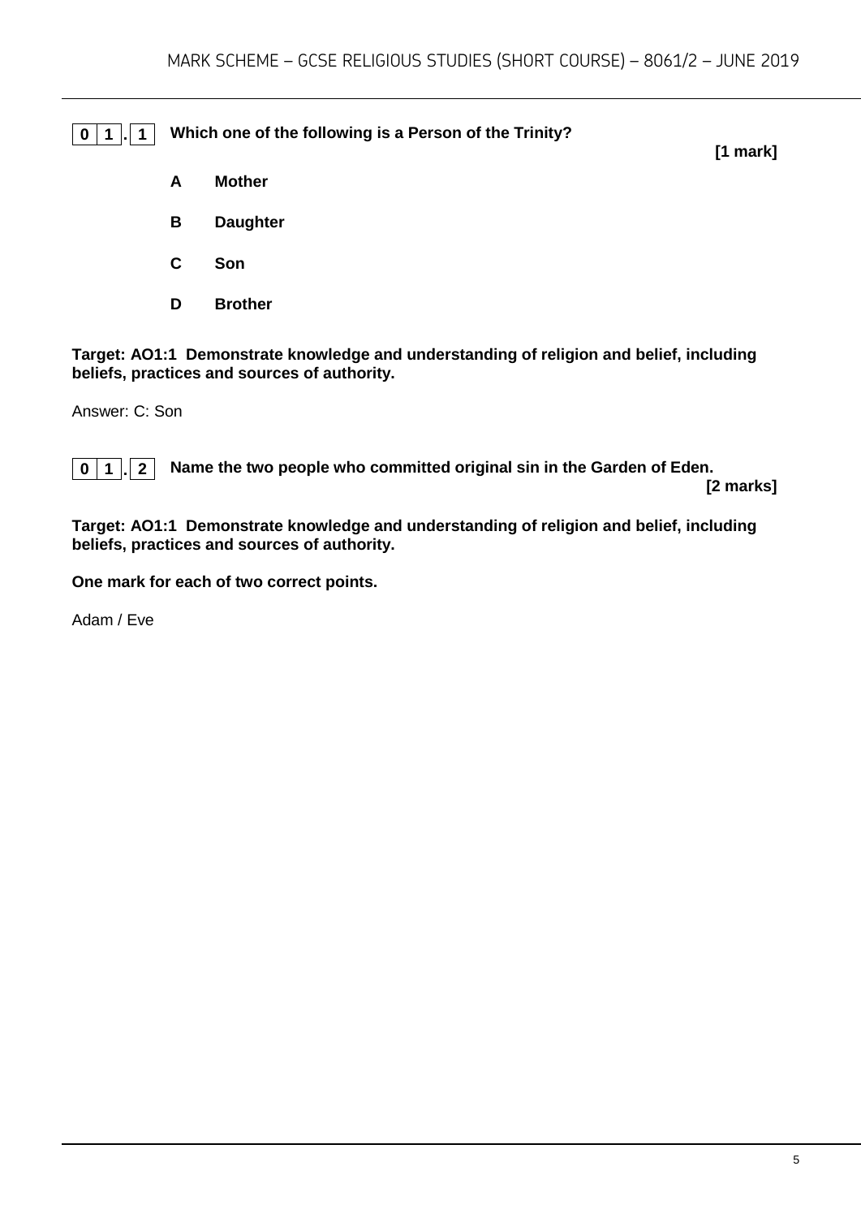**0 1 . 1** **Which one of the following is a Person of the Trinity?**

**[1 mark]**

**A** **Mother**

**B** **Daughter**

**C** **Son**

**D** **Brother**

**Target: AO1:1 Demonstrate knowledge and understanding of religion and belief, including beliefs, practices and sources of authority.**

Answer: C: Son

**0 1 . 2** **Name the two people who committed original sin in the Garden of Eden.**

**[2 marks]**

**Target: AO1:1 Demonstrate knowledge and understanding of religion and belief, including beliefs, practices and sources of authority.**

**One mark for each of two correct points.**

Adam / Eve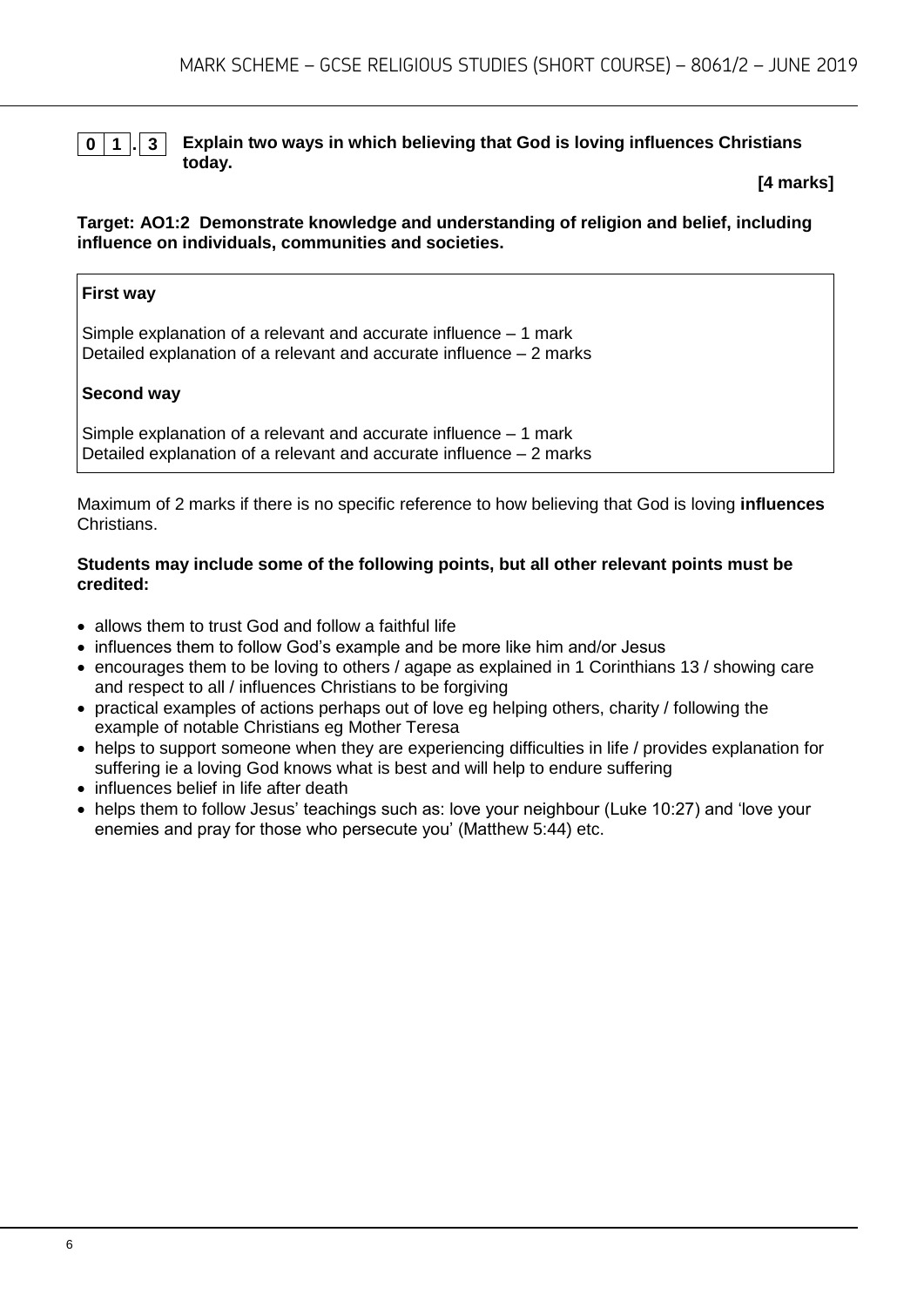**0 1 . 3** **Explain two ways in which believing that God is loving influences Christians today.**

**[4 marks]**

**Target: AO1:2 Demonstrate knowledge and understanding of religion and belief, including influence on individuals, communities and societies.**

**First way**

Simple explanation of a relevant and accurate influence – 1 mark
Detailed explanation of a relevant and accurate influence – 2 marks

**Second way**

Simple explanation of a relevant and accurate influence – 1 mark
Detailed explanation of a relevant and accurate influence – 2 marks

Maximum of 2 marks if there is no specific reference to how believing that God is loving **influences** Christians.

**Students may include some of the following points, but all other relevant points must be credited:**

- allows them to trust God and follow a faithful life
- influences them to follow God's example and be more like him and/or Jesus
- encourages them to be loving to others / agape as explained in 1 Corinthians 13 / showing care and respect to all / influences Christians to be forgiving
- practical examples of actions perhaps out of love eg helping others, charity / following the example of notable Christians eg Mother Teresa
- helps to support someone when they are experiencing difficulties in life / provides explanation for suffering ie a loving God knows what is best and will help to endure suffering
- influences belief in life after death
- helps them to follow Jesus' teachings such as: love your neighbour (Luke 10:27) and 'love your enemies and pray for those who persecute you' (Matthew 5:44) etc.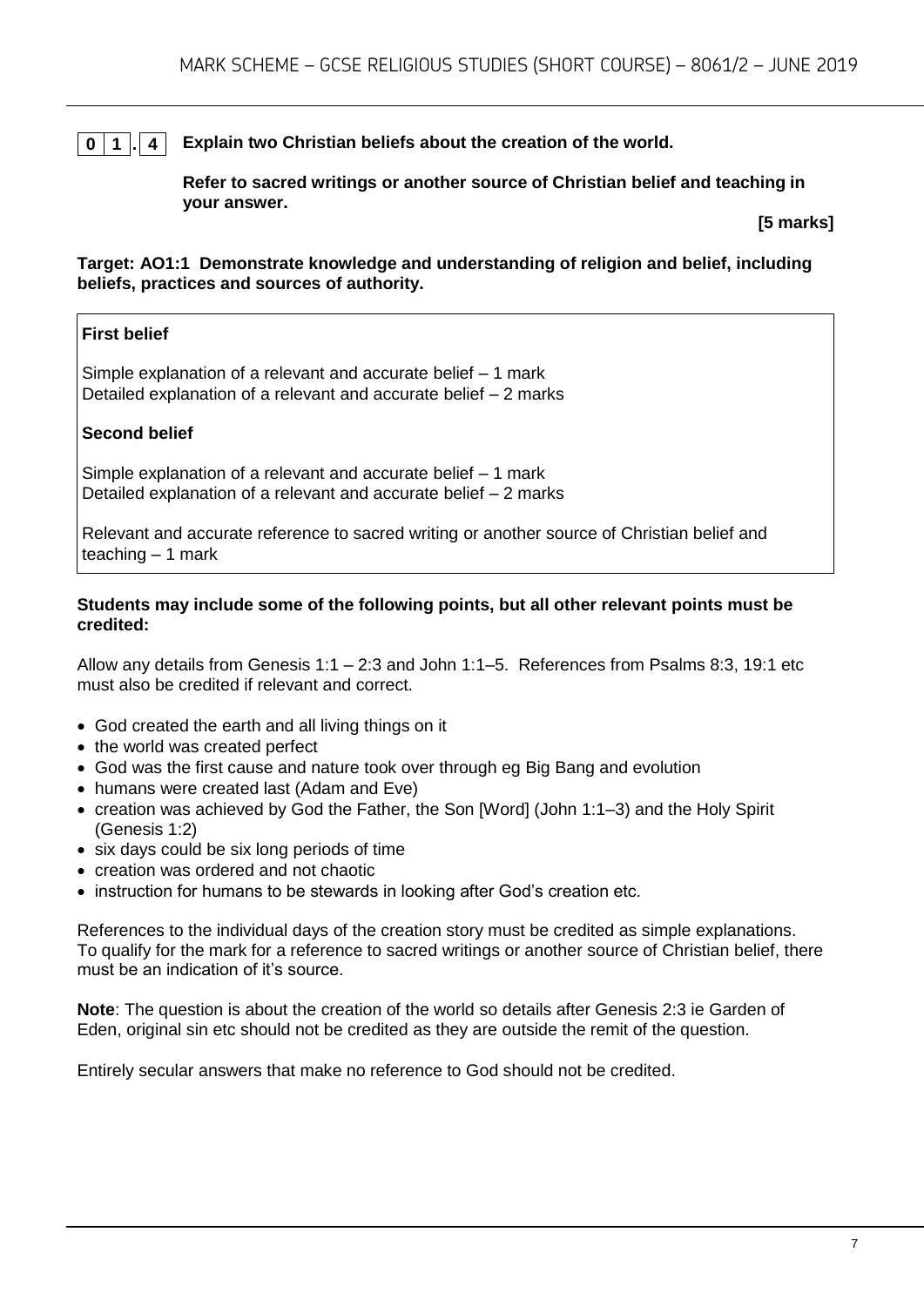**0 1 . 4** **Explain two Christian beliefs about the creation of the world.**

**Refer to sacred writings or another source of Christian belief and teaching in your answer.**

**[5 marks]**

**Target: AO1:1 Demonstrate knowledge and understanding of religion and belief, including beliefs, practices and sources of authority.**

**First belief**

Simple explanation of a relevant and accurate belief – 1 mark
Detailed explanation of a relevant and accurate belief – 2 marks

**Second belief**

Simple explanation of a relevant and accurate belief – 1 mark
Detailed explanation of a relevant and accurate belief – 2 marks

Relevant and accurate reference to sacred writing or another source of Christian belief and teaching – 1 mark

**Students may include some of the following points, but all other relevant points must be credited:**

Allow any details from Genesis 1:1 – 2:3 and John 1:1–5. References from Psalms 8:3, 19:1 etc must also be credited if relevant and correct.

- God created the earth and all living things on it
- the world was created perfect
- God was the first cause and nature took over through eg Big Bang and evolution
- humans were created last (Adam and Eve)
- creation was achieved by God the Father, the Son [Word] (John 1:1–3) and the Holy Spirit (Genesis 1:2)
- six days could be six long periods of time
- creation was ordered and not chaotic
- instruction for humans to be stewards in looking after God's creation etc.

References to the individual days of the creation story must be credited as simple explanations. To qualify for the mark for a reference to sacred writings or another source of Christian belief, there must be an indication of it's source.

**Note**: The question is about the creation of the world so details after Genesis 2:3 ie Garden of Eden, original sin etc should not be credited as they are outside the remit of the question.

Entirely secular answers that make no reference to God should not be credited.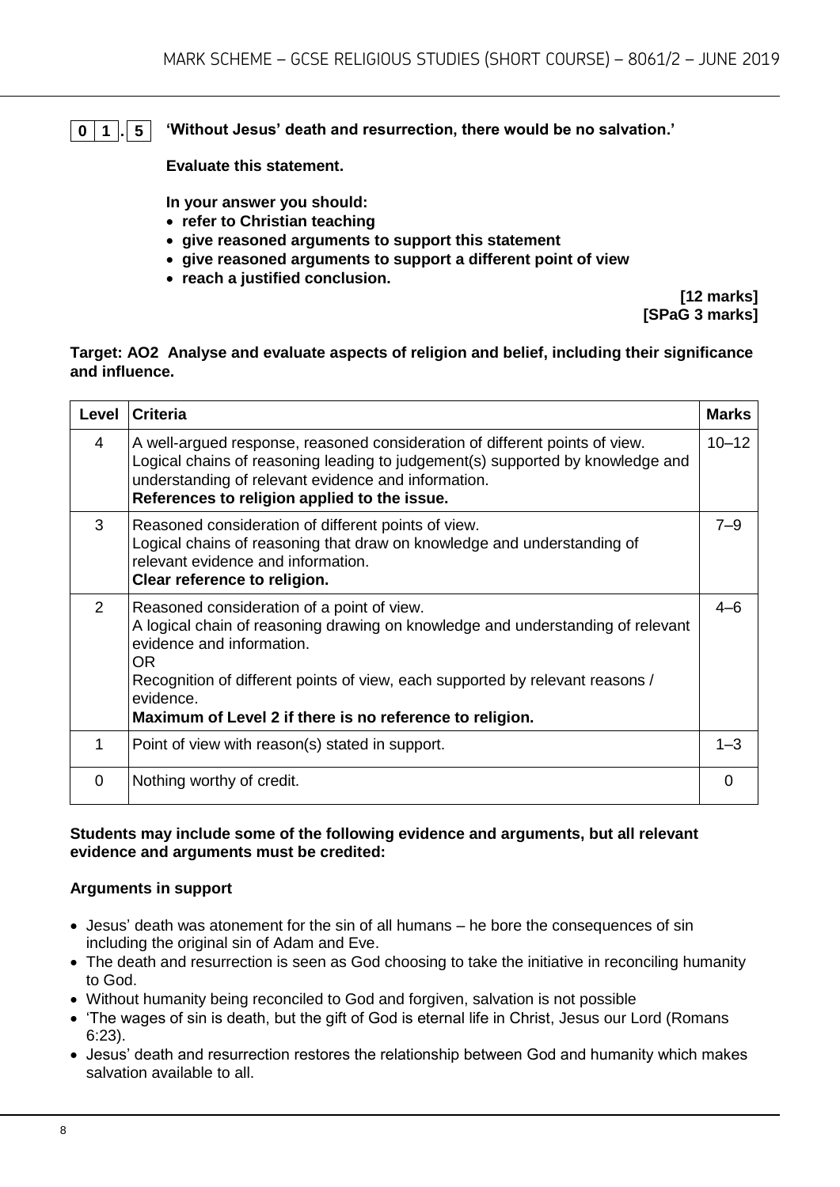**0 1 . 5** **'Without Jesus' death and resurrection, there would be no salvation.'**

**Evaluate this statement.**

**In your answer you should:**

- **refer to Christian teaching**
- **give reasoned arguments to support this statement**
- **give reasoned arguments to support a different point of view**
- **reach a justified conclusion.**

**[12 marks]**
**[SPaG 3 marks]**

**Target: AO2 Analyse and evaluate aspects of religion and belief, including their significance and influence.**

| Level | Criteria | Marks |
|---|---|---|
| 4 | A well-argued response, reasoned consideration of different points of view. Logical chains of reasoning leading to judgement(s) supported by knowledge and understanding of relevant evidence and information. **References to religion applied to the issue.** | 10–12 |
| 3 | Reasoned consideration of different points of view. Logical chains of reasoning that draw on knowledge and understanding of relevant evidence and information. **Clear reference to religion.** | 7–9 |
| 2 | Reasoned consideration of a point of view. A logical chain of reasoning drawing on knowledge and understanding of relevant evidence and information. OR Recognition of different points of view, each supported by relevant reasons / evidence. **Maximum of Level 2 if there is no reference to religion.** | 4–6 |
| 1 | Point of view with reason(s) stated in support. | 1–3 |
| 0 | Nothing worthy of credit. | 0 |

**Students may include some of the following evidence and arguments, but all relevant evidence and arguments must be credited:**

**Arguments in support**

- Jesus' death was atonement for the sin of all humans – he bore the consequences of sin including the original sin of Adam and Eve.
- The death and resurrection is seen as God choosing to take the initiative in reconciling humanity to God.
- Without humanity being reconciled to God and forgiven, salvation is not possible
- 'The wages of sin is death, but the gift of God is eternal life in Christ, Jesus our Lord (Romans 6:23).
- Jesus' death and resurrection restores the relationship between God and humanity which makes salvation available to all.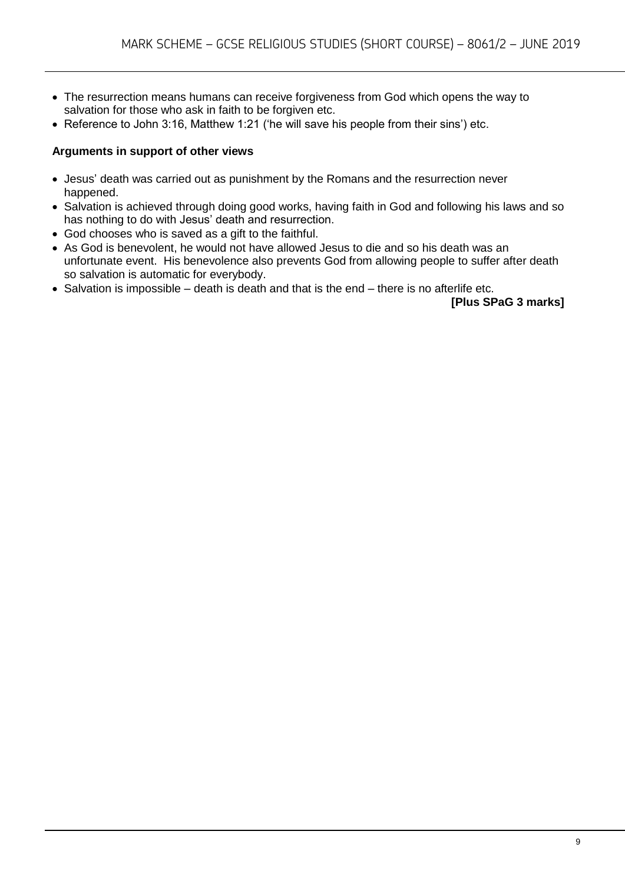- The resurrection means humans can receive forgiveness from God which opens the way to salvation for those who ask in faith to be forgiven etc.
- Reference to John 3:16, Matthew 1:21 ('he will save his people from their sins') etc.

**Arguments in support of other views**

- Jesus' death was carried out as punishment by the Romans and the resurrection never happened.
- Salvation is achieved through doing good works, having faith in God and following his laws and so has nothing to do with Jesus' death and resurrection.
- God chooses who is saved as a gift to the faithful.
- As God is benevolent, he would not have allowed Jesus to die and so his death was an unfortunate event. His benevolence also prevents God from allowing people to suffer after death so salvation is automatic for everybody.
- Salvation is impossible – death is death and that is the end – there is no afterlife etc.

**[Plus SPaG 3 marks]**